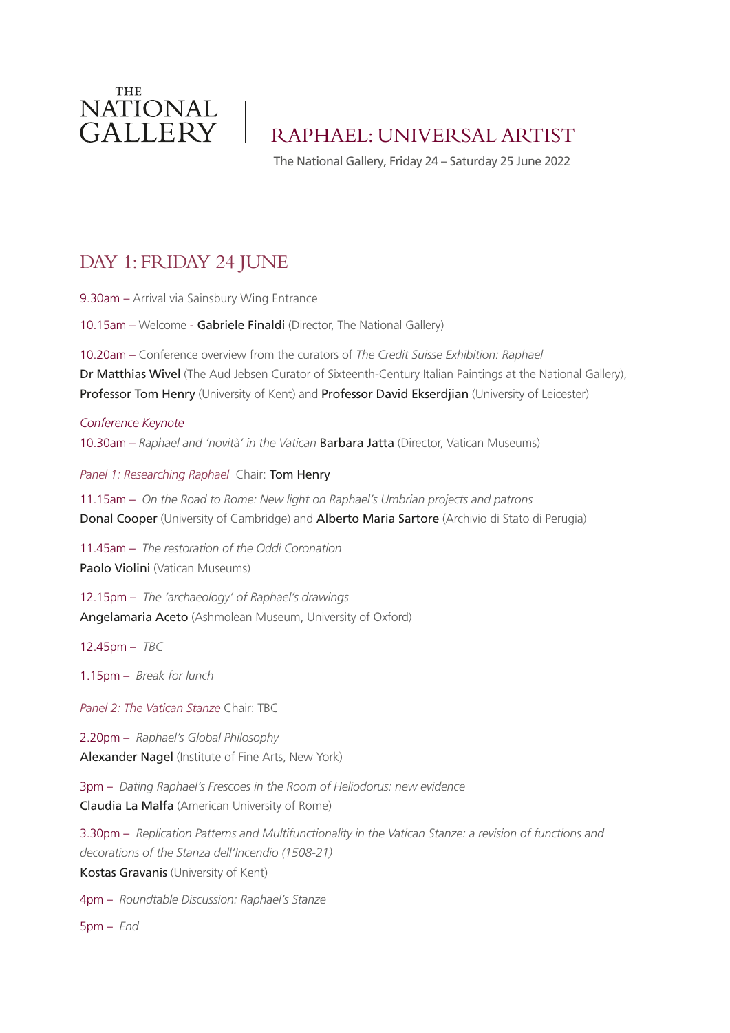THE NATIONAL GALLERY

# RAPHAEL: UNIVERSAL ARTIST

The National Gallery, Friday 24 – Saturday 25 June 2022

## DAY 1: FRIDAY 24 JUNE

9.30am – Arrival via Sainsbury Wing Entrance

10.15am – Welcome - **Gabriele Finaldi** (Director, The National Gallery)

10.20am – Conference overview from the curators of *The Credit Suisse Exhibition: Raphael*
**Dr Matthias Wivel** (The Aud Jebsen Curator of Sixteenth-Century Italian Paintings at the National Gallery), **Professor Tom Henry** (University of Kent) and **Professor David Ekserdjian** (University of Leicester)

*Conference Keynote*
10.30am – *Raphael and 'novità' in the Vatican* **Barbara Jatta** (Director, Vatican Museums)

*Panel 1: Researching Raphael* Chair: **Tom Henry**

11.15am – *On the Road to Rome: New light on Raphael's Umbrian projects and patrons*
**Donal Cooper** (University of Cambridge) and **Alberto Maria Sartore** (Archivio di Stato di Perugia)

11.45am – *The restoration of the Oddi Coronation*
**Paolo Violini** (Vatican Museums)

12.15pm – *The 'archaeology' of Raphael's drawings*
**Angelamaria Aceto** (Ashmolean Museum, University of Oxford)

12.45pm – *TBC*

1.15pm – *Break for lunch*

*Panel 2: The Vatican Stanze* Chair: TBC

2.20pm – *Raphael's Global Philosophy*
**Alexander Nagel** (Institute of Fine Arts, New York)

3pm – *Dating Raphael's Frescoes in the Room of Heliodorus: new evidence*
**Claudia La Malfa** (American University of Rome)

3.30pm – *Replication Patterns and Multifunctionality in the Vatican Stanze: a revision of functions and decorations of the Stanza dell'Incendio (1508-21)*
**Kostas Gravanis** (University of Kent)

4pm – *Roundtable Discussion: Raphael's Stanze*

5pm – *End*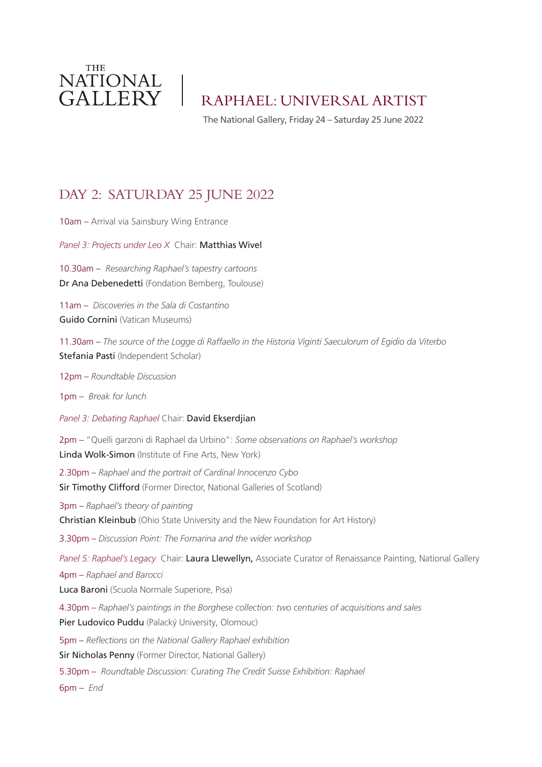THE NATIONAL GALLERY

# RAPHAEL: UNIVERSAL ARTIST

The National Gallery, Friday 24 – Saturday 25 June 2022

## DAY 2: SATURDAY 25 JUNE 2022

10am – Arrival via Sainsbury Wing Entrance

*Panel 3: Projects under Leo X* Chair: **Matthias Wivel**

10.30am – *Researching Raphael's tapestry cartoons*
**Dr Ana Debenedetti** (Fondation Bemberg, Toulouse)

11am – *Discoveries in the Sala di Costantino*
**Guido Cornini** (Vatican Museums)

11.30am – *The source of the Logge di Raffaello in the Historia Viginti Saeculorum of Egidio da Viterbo*
**Stefania Pasti** (Independent Scholar)

12pm – *Roundtable Discussion*

1pm – *Break for lunch*

*Panel 3: Debating Raphael* Chair: **David Ekserdjian**

2pm – "Quelli garzoni di Raphael da Urbino": *Some observations on Raphael's workshop*
**Linda Wolk-Simon** (Institute of Fine Arts, New York)

2.30pm – *Raphael and the portrait of Cardinal Innocenzo Cybo*
**Sir Timothy Clifford** (Former Director, National Galleries of Scotland)

3pm – *Raphael's theory of painting*
**Christian Kleinbub** (Ohio State University and the New Foundation for Art History)

3.30pm – *Discussion Point: The Fornarina and the wider workshop*

*Panel 5: Raphael's Legacy* Chair: **Laura Llewellyn,** Associate Curator of Renaissance Painting, National Gallery

4pm – *Raphael and Barocci*
**Luca Baroni** (Scuola Normale Superiore, Pisa)

4.30pm – *Raphael's paintings in the Borghese collection: two centuries of acquisitions and sales*
**Pier Ludovico Puddu** (Palacký University, Olomouc)

5pm – *Reflections on the National Gallery Raphael exhibition*
**Sir Nicholas Penny** (Former Director, National Gallery)

5.30pm – *Roundtable Discussion: Curating The Credit Suisse Exhibition: Raphael*

6pm – *End*